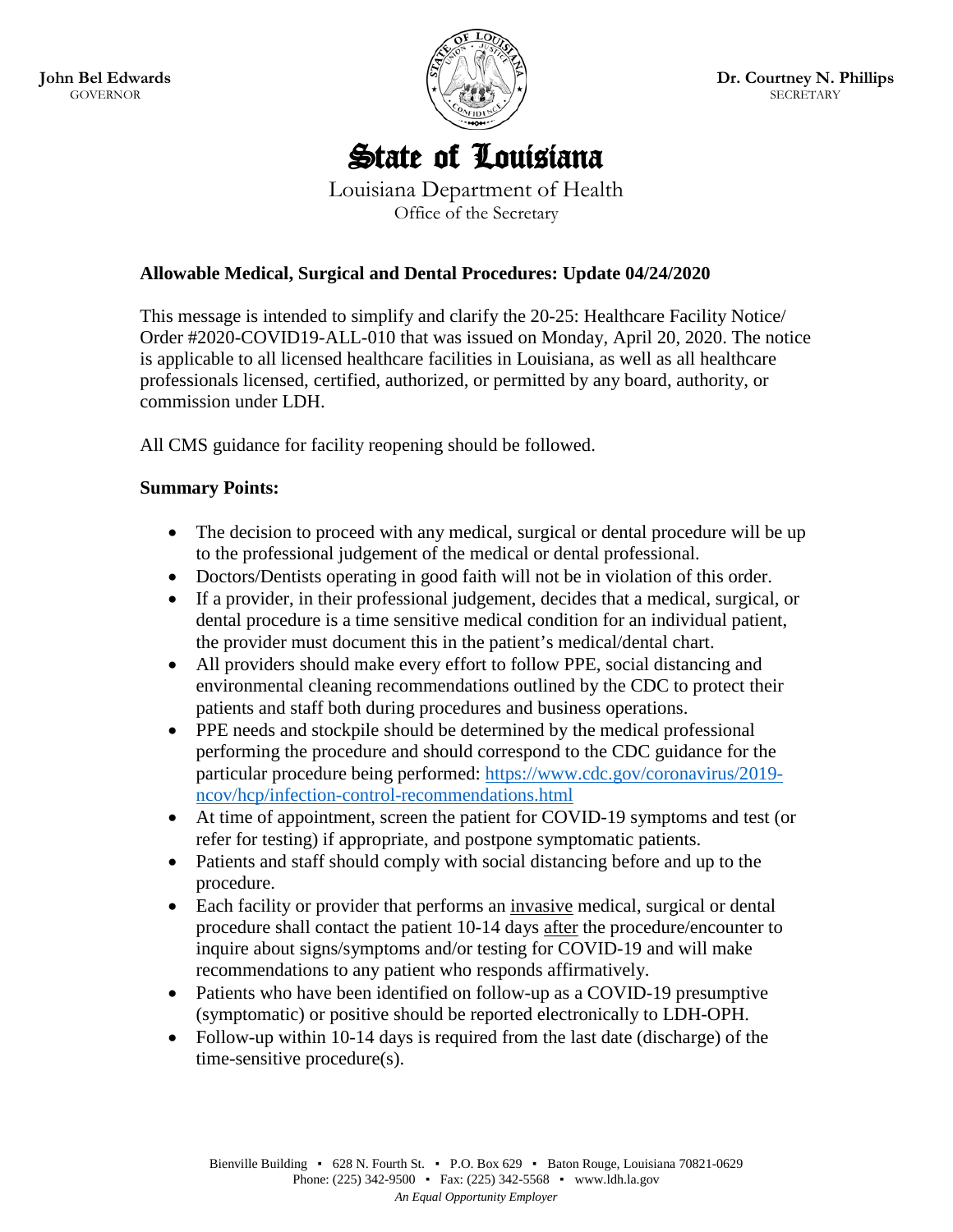**John Bel Edwards**
GOVERNOR

**Dr. Courtney N. Phillips**
SECRETARY

# State of Louisiana

Louisiana Department of Health
Office of the Secretary

## Allowable Medical, Surgical and Dental Procedures: Update 04/24/2020

This message is intended to simplify and clarify the 20-25: Healthcare Facility Notice/ Order #2020-COVID19-ALL-010 that was issued on Monday, April 20, 2020. The notice is applicable to all licensed healthcare facilities in Louisiana, as well as all healthcare professionals licensed, certified, authorized, or permitted by any board, authority, or commission under LDH.

All CMS guidance for facility reopening should be followed.

**Summary Points:**

- The decision to proceed with any medical, surgical or dental procedure will be up to the professional judgement of the medical or dental professional.
- Doctors/Dentists operating in good faith will not be in violation of this order.
- If a provider, in their professional judgement, decides that a medical, surgical, or dental procedure is a time sensitive medical condition for an individual patient, the provider must document this in the patient's medical/dental chart.
- All providers should make every effort to follow PPE, social distancing and environmental cleaning recommendations outlined by the CDC to protect their patients and staff both during procedures and business operations.
- PPE needs and stockpile should be determined by the medical professional performing the procedure and should correspond to the CDC guidance for the particular procedure being performed: https://www.cdc.gov/coronavirus/2019-ncov/hcp/infection-control-recommendations.html
- At time of appointment, screen the patient for COVID-19 symptoms and test (or refer for testing) if appropriate, and postpone symptomatic patients.
- Patients and staff should comply with social distancing before and up to the procedure.
- Each facility or provider that performs an invasive medical, surgical or dental procedure shall contact the patient 10-14 days after the procedure/encounter to inquire about signs/symptoms and/or testing for COVID-19 and will make recommendations to any patient who responds affirmatively.
- Patients who have been identified on follow-up as a COVID-19 presumptive (symptomatic) or positive should be reported electronically to LDH-OPH.
- Follow-up within 10-14 days is required from the last date (discharge) of the time-sensitive procedure(s).

Bienville Building ▪ 628 N. Fourth St. ▪ P.O. Box 629 ▪ Baton Rouge, Louisiana 70821-0629
Phone: (225) 342-9500 ▪ Fax: (225) 342-5568 ▪ www.ldh.la.gov
*An Equal Opportunity Employer*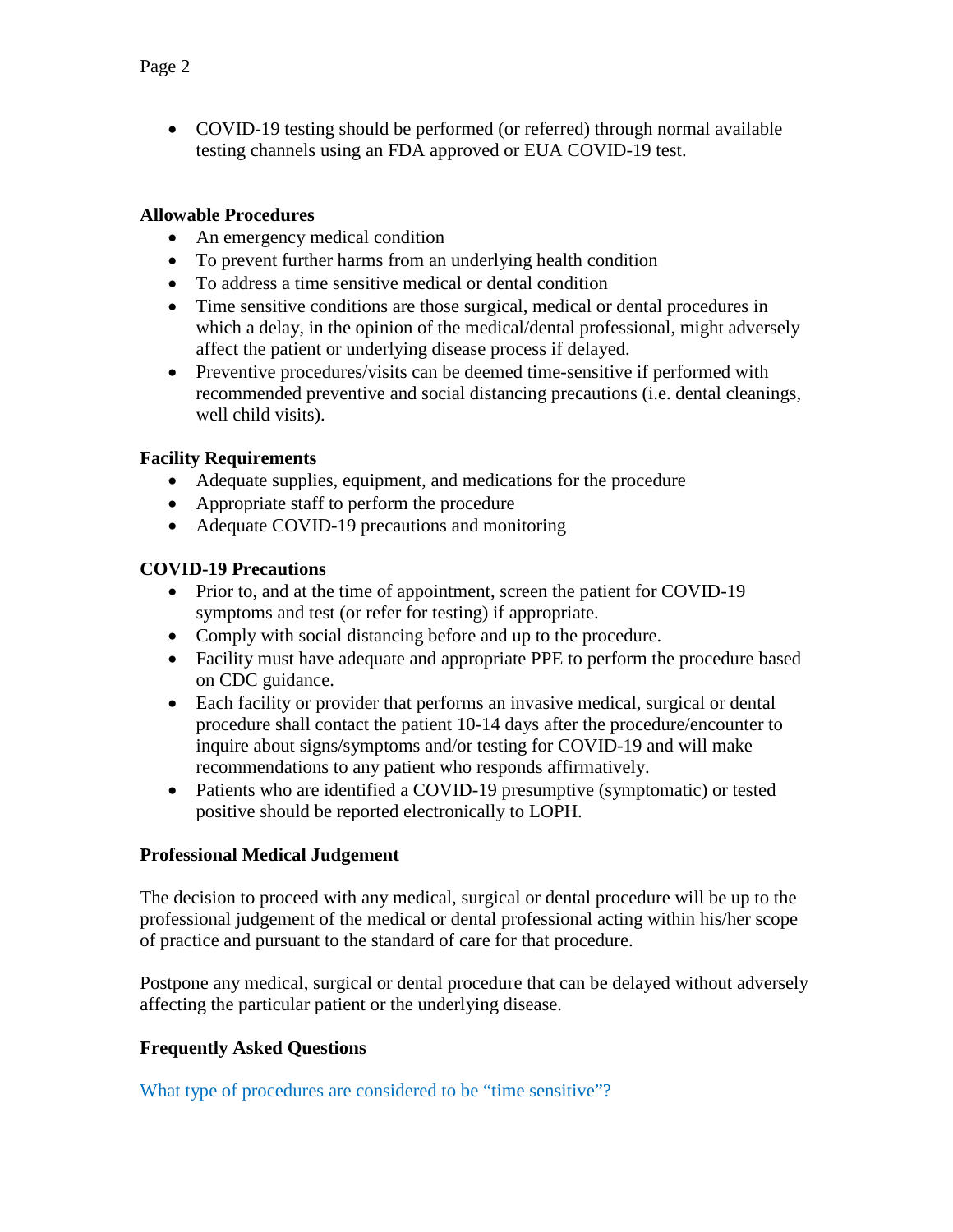- COVID-19 testing should be performed (or referred) through normal available testing channels using an FDA approved or EUA COVID-19 test.

**Allowable Procedures**

- An emergency medical condition
- To prevent further harms from an underlying health condition
- To address a time sensitive medical or dental condition
- Time sensitive conditions are those surgical, medical or dental procedures in which a delay, in the opinion of the medical/dental professional, might adversely affect the patient or underlying disease process if delayed.
- Preventive procedures/visits can be deemed time-sensitive if performed with recommended preventive and social distancing precautions (i.e. dental cleanings, well child visits).

**Facility Requirements**

- Adequate supplies, equipment, and medications for the procedure
- Appropriate staff to perform the procedure
- Adequate COVID-19 precautions and monitoring

**COVID-19 Precautions**

- Prior to, and at the time of appointment, screen the patient for COVID-19 symptoms and test (or refer for testing) if appropriate.
- Comply with social distancing before and up to the procedure.
- Facility must have adequate and appropriate PPE to perform the procedure based on CDC guidance.
- Each facility or provider that performs an invasive medical, surgical or dental procedure shall contact the patient 10-14 days <u>after</u> the procedure/encounter to inquire about signs/symptoms and/or testing for COVID-19 and will make recommendations to any patient who responds affirmatively.
- Patients who are identified a COVID-19 presumptive (symptomatic) or tested positive should be reported electronically to LOPH.

**Professional Medical Judgement**

The decision to proceed with any medical, surgical or dental procedure will be up to the professional judgement of the medical or dental professional acting within his/her scope of practice and pursuant to the standard of care for that procedure.

Postpone any medical, surgical or dental procedure that can be delayed without adversely affecting the particular patient or the underlying disease.

**Frequently Asked Questions**

What type of procedures are considered to be "time sensitive"?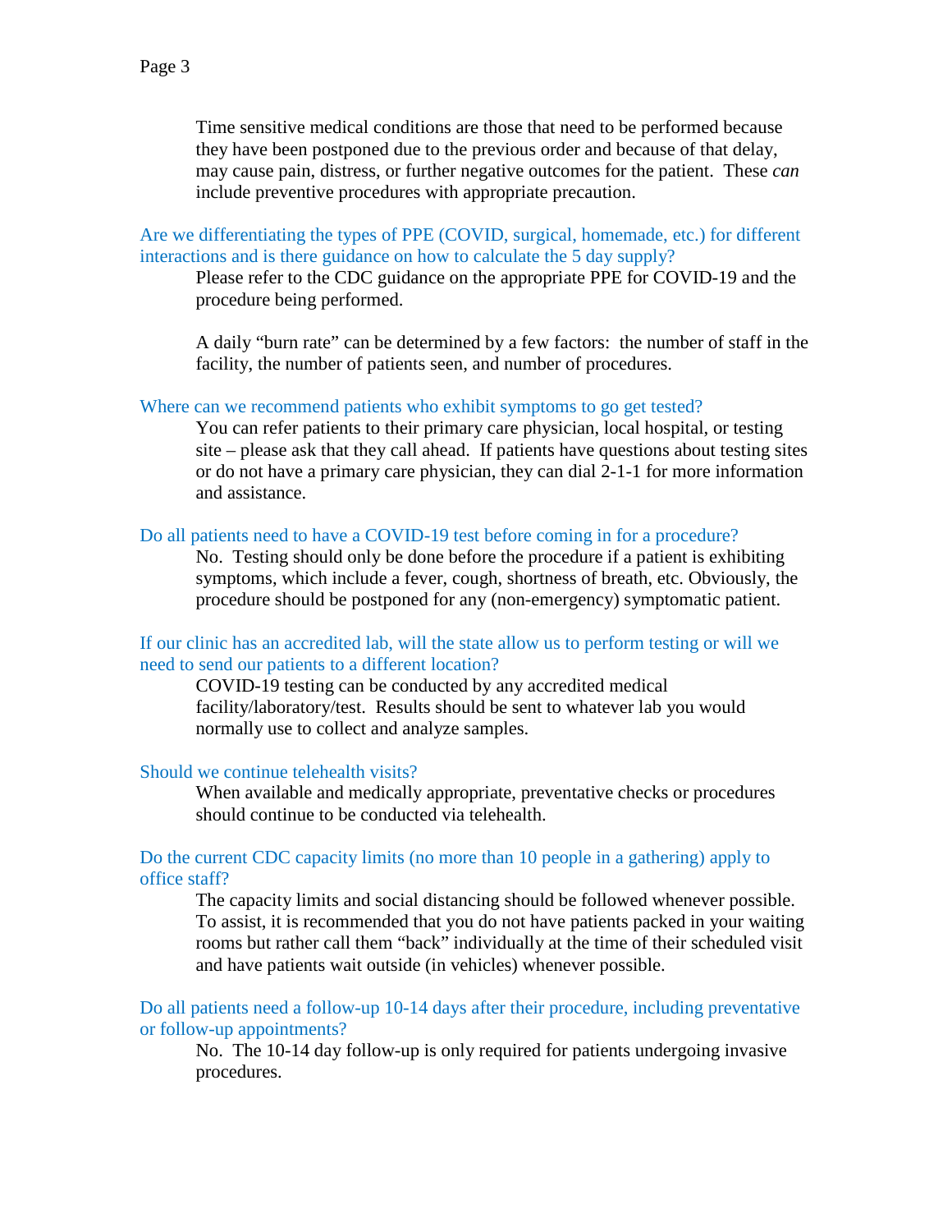Time sensitive medical conditions are those that need to be performed because they have been postponed due to the previous order and because of that delay, may cause pain, distress, or further negative outcomes for the patient. These *can* include preventive procedures with appropriate precaution.

### Are we differentiating the types of PPE (COVID, surgical, homemade, etc.) for different interactions and is there guidance on how to calculate the 5 day supply?

Please refer to the CDC guidance on the appropriate PPE for COVID-19 and the procedure being performed.

A daily "burn rate" can be determined by a few factors: the number of staff in the facility, the number of patients seen, and number of procedures.

### Where can we recommend patients who exhibit symptoms to go get tested?

You can refer patients to their primary care physician, local hospital, or testing site – please ask that they call ahead. If patients have questions about testing sites or do not have a primary care physician, they can dial 2-1-1 for more information and assistance.

### Do all patients need to have a COVID-19 test before coming in for a procedure?

No. Testing should only be done before the procedure if a patient is exhibiting symptoms, which include a fever, cough, shortness of breath, etc. Obviously, the procedure should be postponed for any (non-emergency) symptomatic patient.

### If our clinic has an accredited lab, will the state allow us to perform testing or will we need to send our patients to a different location?

COVID-19 testing can be conducted by any accredited medical facility/laboratory/test. Results should be sent to whatever lab you would normally use to collect and analyze samples.

### Should we continue telehealth visits?

When available and medically appropriate, preventative checks or procedures should continue to be conducted via telehealth.

### Do the current CDC capacity limits (no more than 10 people in a gathering) apply to office staff?

The capacity limits and social distancing should be followed whenever possible. To assist, it is recommended that you do not have patients packed in your waiting rooms but rather call them "back" individually at the time of their scheduled visit and have patients wait outside (in vehicles) whenever possible.

### Do all patients need a follow-up 10-14 days after their procedure, including preventative or follow-up appointments?

No. The 10-14 day follow-up is only required for patients undergoing invasive procedures.